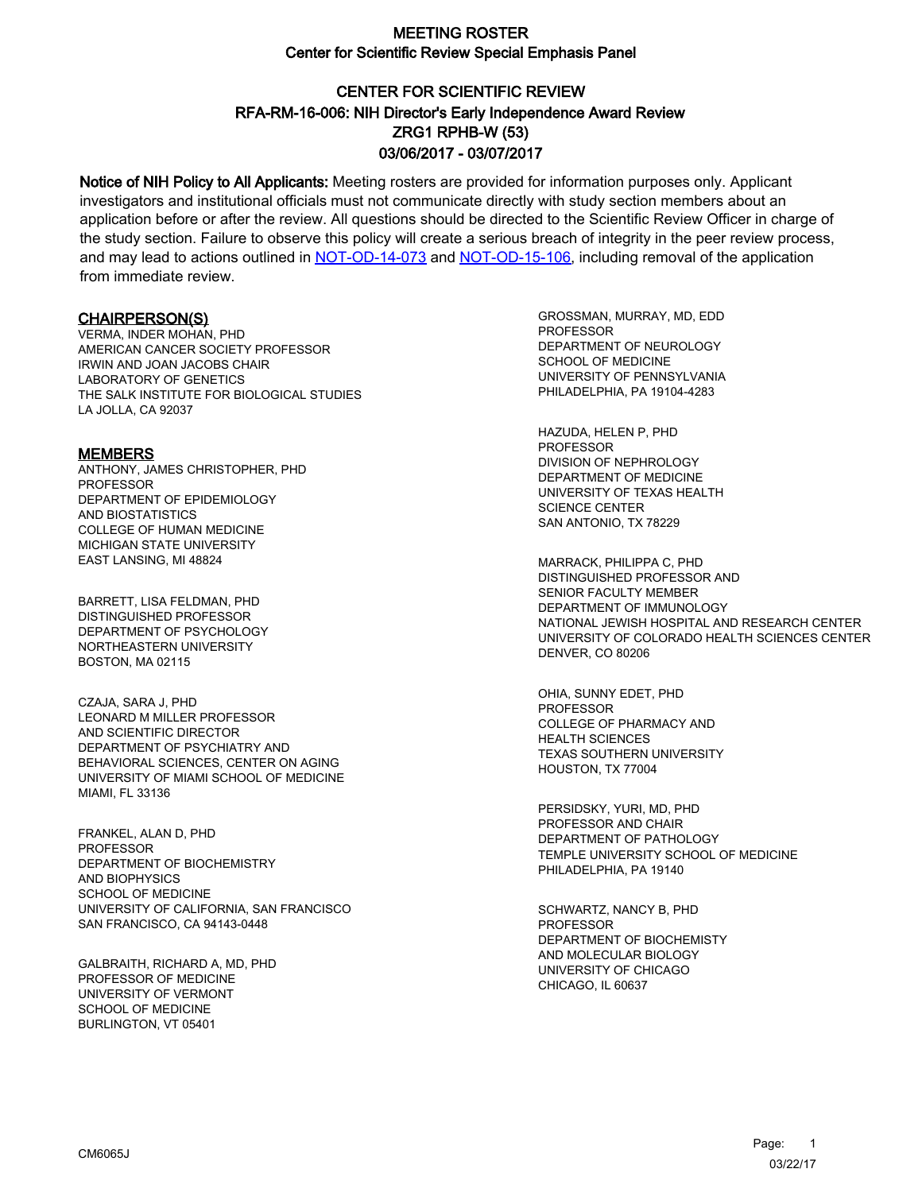# MEETING ROSTER

## Center for Scientific Review Special Emphasis Panel

## CENTER FOR SCIENTIFIC REVIEW
## RFA-RM-16-006: NIH Director's Early Independence Award Review
## ZRG1 RPHB-W (53)
## 03/06/2017 - 03/07/2017

**Notice of NIH Policy to All Applicants:** Meeting rosters are provided for information purposes only. Applicant investigators and institutional officials must not communicate directly with study section members about an application before or after the review. All questions should be directed to the Scientific Review Officer in charge of the study section. Failure to observe this policy will create a serious breach of integrity in the peer review process, and may lead to actions outlined in [NOT-OD-14-073](NOT-OD-14-073) and [NOT-OD-15-106](NOT-OD-15-106), including removal of the application from immediate review.

### CHAIRPERSON(S)

VERMA, INDER MOHAN, PHD
AMERICAN CANCER SOCIETY PROFESSOR
IRWIN AND JOAN JACOBS CHAIR
LABORATORY OF GENETICS
THE SALK INSTITUTE FOR BIOLOGICAL STUDIES
LA JOLLA, CA 92037

### MEMBERS

ANTHONY, JAMES CHRISTOPHER, PHD
PROFESSOR
DEPARTMENT OF EPIDEMIOLOGY
AND BIOSTATISTICS
COLLEGE OF HUMAN MEDICINE
MICHIGAN STATE UNIVERSITY
EAST LANSING, MI 48824

BARRETT, LISA FELDMAN, PHD
DISTINGUISHED PROFESSOR
DEPARTMENT OF PSYCHOLOGY
NORTHEASTERN UNIVERSITY
BOSTON, MA 02115

CZAJA, SARA J, PHD
LEONARD M MILLER PROFESSOR
AND SCIENTIFIC DIRECTOR
DEPARTMENT OF PSYCHIATRY AND
BEHAVIORAL SCIENCES, CENTER ON AGING
UNIVERSITY OF MIAMI SCHOOL OF MEDICINE
MIAMI, FL 33136

FRANKEL, ALAN D, PHD
PROFESSOR
DEPARTMENT OF BIOCHEMISTRY
AND BIOPHYSICS
SCHOOL OF MEDICINE
UNIVERSITY OF CALIFORNIA, SAN FRANCISCO
SAN FRANCISCO, CA 94143-0448

GALBRAITH, RICHARD A, MD, PHD
PROFESSOR OF MEDICINE
UNIVERSITY OF VERMONT
SCHOOL OF MEDICINE
BURLINGTON, VT 05401

GROSSMAN, MURRAY, MD, EDD
PROFESSOR
DEPARTMENT OF NEUROLOGY
SCHOOL OF MEDICINE
UNIVERSITY OF PENNSYLVANIA
PHILADELPHIA, PA 19104-4283

HAZUDA, HELEN P, PHD
PROFESSOR
DIVISION OF NEPHROLOGY
DEPARTMENT OF MEDICINE
UNIVERSITY OF TEXAS HEALTH
SCIENCE CENTER
SAN ANTONIO, TX 78229

MARRACK, PHILIPPA C, PHD
DISTINGUISHED PROFESSOR AND
SENIOR FACULTY MEMBER
DEPARTMENT OF IMMUNOLOGY
NATIONAL JEWISH HOSPITAL AND RESEARCH CENTER
UNIVERSITY OF COLORADO HEALTH SCIENCES CENTER
DENVER, CO 80206

OHIA, SUNNY EDET, PHD
PROFESSOR
COLLEGE OF PHARMACY AND
HEALTH SCIENCES
TEXAS SOUTHERN UNIVERSITY
HOUSTON, TX 77004

PERSIDSKY, YURI, MD, PHD
PROFESSOR AND CHAIR
DEPARTMENT OF PATHOLOGY
TEMPLE UNIVERSITY SCHOOL OF MEDICINE
PHILADELPHIA, PA 19140

SCHWARTZ, NANCY B, PHD
PROFESSOR
DEPARTMENT OF BIOCHEMISTY
AND MOLECULAR BIOLOGY
UNIVERSITY OF CHICAGO
CHICAGO, IL 60637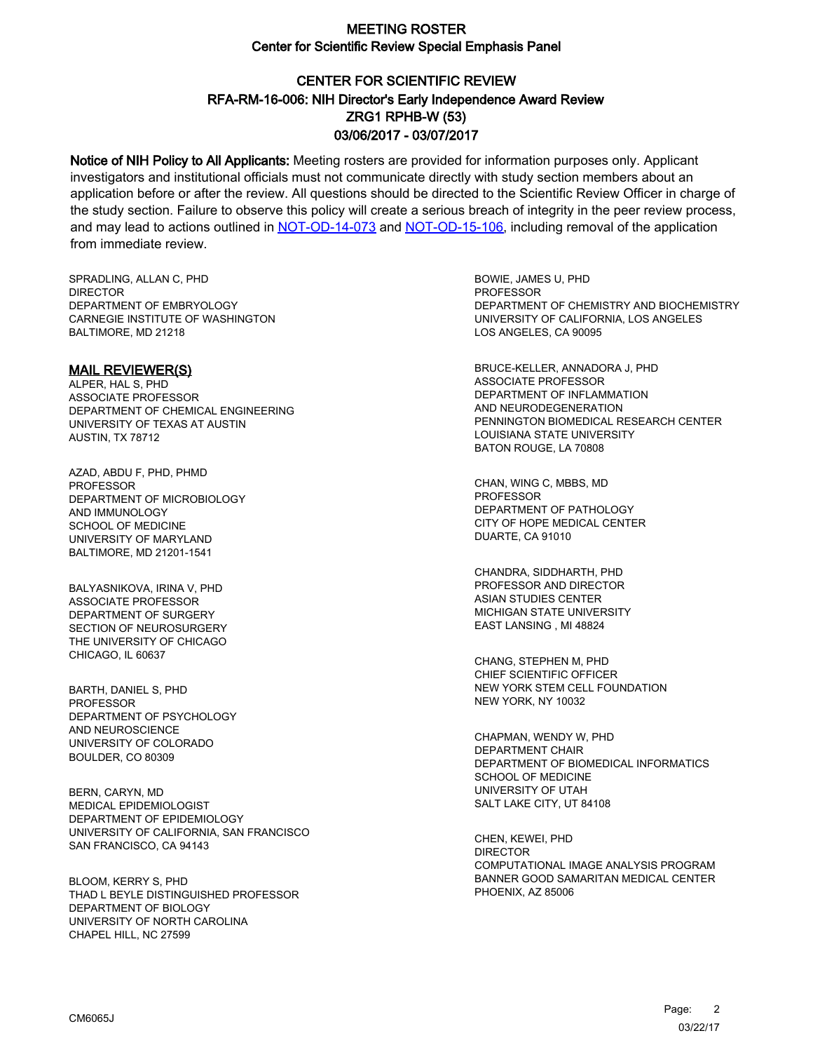# MEETING ROSTER
## Center for Scientific Review Special Emphasis Panel

## CENTER FOR SCIENTIFIC REVIEW
## RFA-RM-16-006: NIH Director's Early Independence Award Review
## ZRG1 RPHB-W (53)
## 03/06/2017 - 03/07/2017

**Notice of NIH Policy to All Applicants:** Meeting rosters are provided for information purposes only. Applicant investigators and institutional officials must not communicate directly with study section members about an application before or after the review. All questions should be directed to the Scientific Review Officer in charge of the study section. Failure to observe this policy will create a serious breach of integrity in the peer review process, and may lead to actions outlined in NOT-OD-14-073 and NOT-OD-15-106, including removal of the application from immediate review.

SPRADLING, ALLAN C, PHD
DIRECTOR
DEPARTMENT OF EMBRYOLOGY
CARNEGIE INSTITUTE OF WASHINGTON
BALTIMORE, MD 21218

### MAIL REVIEWER(S)

ALPER, HAL S, PHD
ASSOCIATE PROFESSOR
DEPARTMENT OF CHEMICAL ENGINEERING
UNIVERSITY OF TEXAS AT AUSTIN
AUSTIN, TX 78712

AZAD, ABDU F, PHD, PHMD
PROFESSOR
DEPARTMENT OF MICROBIOLOGY
AND IMMUNOLOGY
SCHOOL OF MEDICINE
UNIVERSITY OF MARYLAND
BALTIMORE, MD 21201-1541

BALYASNIKOVA, IRINA V, PHD
ASSOCIATE PROFESSOR
DEPARTMENT OF SURGERY
SECTION OF NEUROSURGERY
THE UNIVERSITY OF CHICAGO
CHICAGO, IL 60637

BARTH, DANIEL S, PHD
PROFESSOR
DEPARTMENT OF PSYCHOLOGY
AND NEUROSCIENCE
UNIVERSITY OF COLORADO
BOULDER, CO 80309

BERN, CARYN, MD
MEDICAL EPIDEMIOLOGIST
DEPARTMENT OF EPIDEMIOLOGY
UNIVERSITY OF CALIFORNIA, SAN FRANCISCO
SAN FRANCISCO, CA 94143

BLOOM, KERRY S, PHD
THAD L BEYLE DISTINGUISHED PROFESSOR
DEPARTMENT OF BIOLOGY
UNIVERSITY OF NORTH CAROLINA
CHAPEL HILL, NC 27599

BOWIE, JAMES U, PHD
PROFESSOR
DEPARTMENT OF CHEMISTRY AND BIOCHEMISTRY
UNIVERSITY OF CALIFORNIA, LOS ANGELES
LOS ANGELES, CA 90095

BRUCE-KELLER, ANNADORA J, PHD
ASSOCIATE PROFESSOR
DEPARTMENT OF INFLAMMATION
AND NEURODEGENERATION
PENNINGTON BIOMEDICAL RESEARCH CENTER
LOUISIANA STATE UNIVERSITY
BATON ROUGE, LA 70808

CHAN, WING C, MBBS, MD
PROFESSOR
DEPARTMENT OF PATHOLOGY
CITY OF HOPE MEDICAL CENTER
DUARTE, CA 91010

CHANDRA, SIDDHARTH, PHD
PROFESSOR AND DIRECTOR
ASIAN STUDIES CENTER
MICHIGAN STATE UNIVERSITY
EAST LANSING , MI 48824

CHANG, STEPHEN M, PHD
CHIEF SCIENTIFIC OFFICER
NEW YORK STEM CELL FOUNDATION
NEW YORK, NY 10032

CHAPMAN, WENDY W, PHD
DEPARTMENT CHAIR
DEPARTMENT OF BIOMEDICAL INFORMATICS
SCHOOL OF MEDICINE
UNIVERSITY OF UTAH
SALT LAKE CITY, UT 84108

CHEN, KEWEI, PHD
DIRECTOR
COMPUTATIONAL IMAGE ANALYSIS PROGRAM
BANNER GOOD SAMARITAN MEDICAL CENTER
PHOENIX, AZ 85006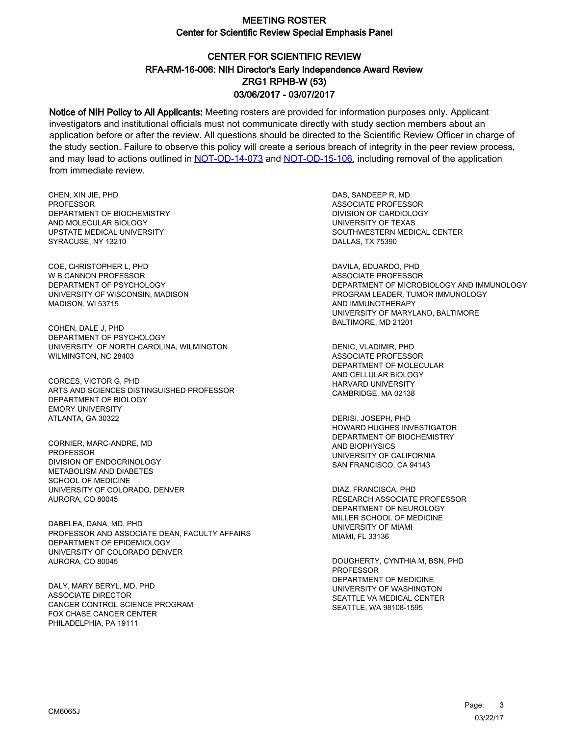# MEETING ROSTER

## Center for Scientific Review Special Emphasis Panel

## CENTER FOR SCIENTIFIC REVIEW
## RFA-RM-16-006: NIH Director's Early Independence Award Review
## ZRG1 RPHB-W (53)
## 03/06/2017 - 03/07/2017

**Notice of NIH Policy to All Applicants:** Meeting rosters are provided for information purposes only. Applicant investigators and institutional officials must not communicate directly with study section members about an application before or after the review. All questions should be directed to the Scientific Review Officer in charge of the study section. Failure to observe this policy will create a serious breach of integrity in the peer review process, and may lead to actions outlined in NOT-OD-14-073 and NOT-OD-15-106, including removal of the application from immediate review.

CHEN, XIN JIE, PHD
PROFESSOR
DEPARTMENT OF BIOCHEMISTRY
AND MOLECULAR BIOLOGY
UPSTATE MEDICAL UNIVERSITY
SYRACUSE, NY 13210

COE, CHRISTOPHER L, PHD
W B CANNON PROFESSOR
DEPARTMENT OF PSYCHOLOGY
UNIVERSITY OF WISCONSIN, MADISON
MADISON, WI 53715

COHEN, DALE J, PHD
DEPARTMENT OF PSYCHOLOGY
UNIVERSITY OF NORTH CAROLINA, WILMINGTON
WILMINGTON, NC 28403

CORCES, VICTOR G, PHD
ARTS AND SCIENCES DISTINGUISHED PROFESSOR
DEPARTMENT OF BIOLOGY
EMORY UNIVERSITY
ATLANTA, GA 30322

CORNIER, MARC-ANDRE, MD
PROFESSOR
DIVISION OF ENDOCRINOLOGY
METABOLISM AND DIABETES
SCHOOL OF MEDICINE
UNIVERSITY OF COLORADO, DENVER
AURORA, CO 80045

DABELEA, DANA, MD, PHD
PROFESSOR AND ASSOCIATE DEAN, FACULTY AFFAIRS
DEPARTMENT OF EPIDEMIOLOGY
UNIVERSITY OF COLORADO DENVER
AURORA, CO 80045

DALY, MARY BERYL, MD, PHD
ASSOCIATE DIRECTOR
CANCER CONTROL SCIENCE PROGRAM
FOX CHASE CANCER CENTER
PHILADELPHIA, PA 19111

DAS, SANDEEP R, MD
ASSOCIATE PROFESSOR
DIVISION OF CARDIOLOGY
UNIVERSITY OF TEXAS
SOUTHWESTERN MEDICAL CENTER
DALLAS, TX 75390

DAVILA, EDUARDO, PHD
ASSOCIATE PROFESSOR
DEPARTMENT OF MICROBIOLOGY AND IMMUNOLOGY
PROGRAM LEADER, TUMOR IMMUNOLOGY
AND IMMUNOTHERAPY
UNIVERSITY OF MARYLAND, BALTIMORE
BALTIMORE, MD 21201

DENIC, VLADIMIR, PHD
ASSOCIATE PROFESSOR
DEPARTMENT OF MOLECULAR
AND CELLULAR BIOLOGY
HARVARD UNIVERSITY
CAMBRIDGE, MA 02138

DERISI, JOSEPH, PHD
HOWARD HUGHES INVESTIGATOR
DEPARTMENT OF BIOCHEMISTRY
AND BIOPHYSICS
UNIVERSITY OF CALIFORNIA
SAN FRANCISCO, CA 94143

DIAZ, FRANCISCA, PHD
RESEARCH ASSOCIATE PROFESSOR
DEPARTMENT OF NEUROLOGY
MILLER SCHOOL OF MEDICINE
UNIVERSITY OF MIAMI
MIAMI, FL 33136

DOUGHERTY, CYNTHIA M, BSN, PHD
PROFESSOR
DEPARTMENT OF MEDICINE
UNIVERSITY OF WASHINGTON
SEATTLE VA MEDICAL CENTER
SEATTLE, WA 98108-1595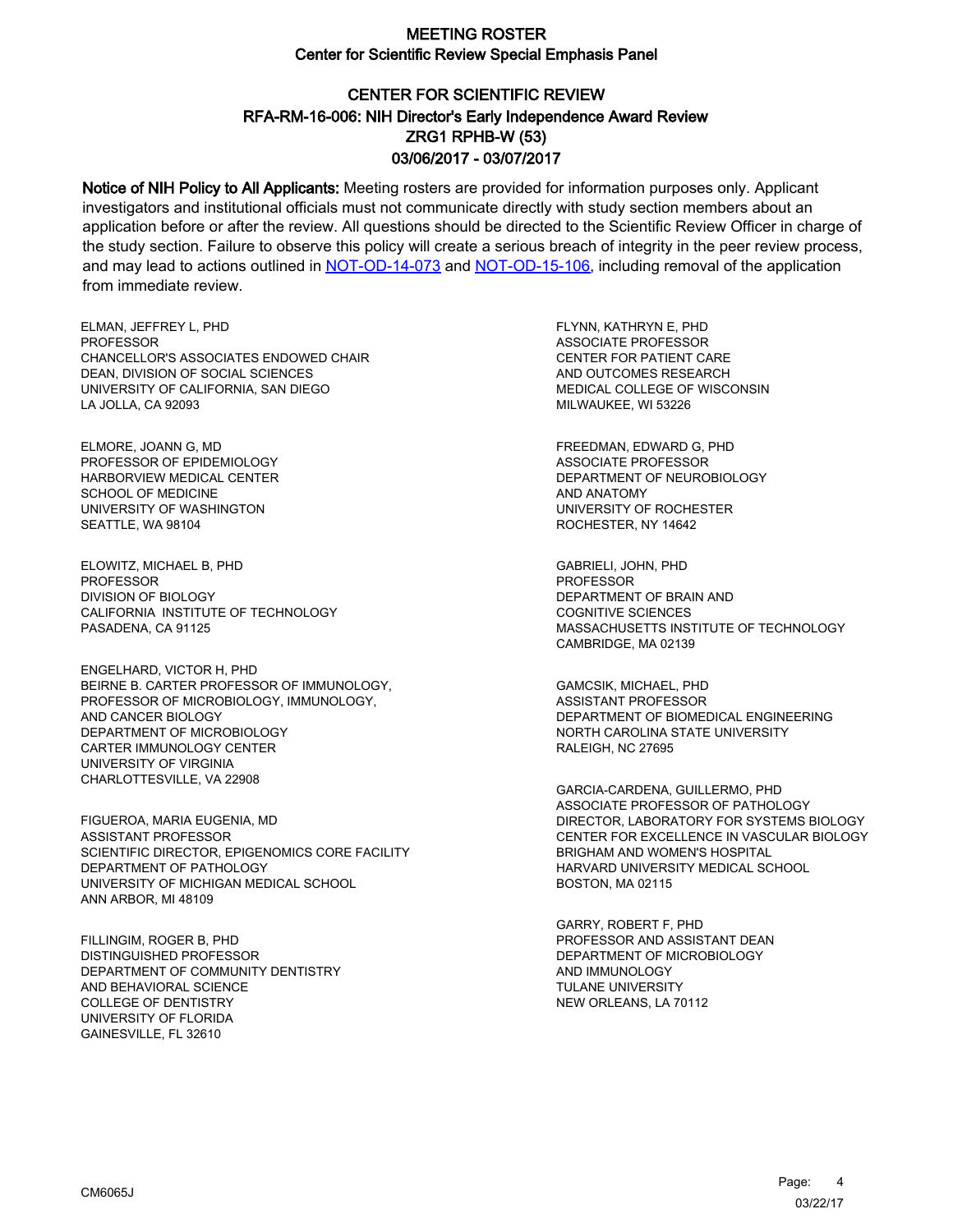# MEETING ROSTER

## Center for Scientific Review Special Emphasis Panel

## CENTER FOR SCIENTIFIC REVIEW
## RFA-RM-16-006: NIH Director's Early Independence Award Review
## ZRG1 RPHB-W (53)
## 03/06/2017 - 03/07/2017

**Notice of NIH Policy to All Applicants:** Meeting rosters are provided for information purposes only. Applicant investigators and institutional officials must not communicate directly with study section members about an application before or after the review. All questions should be directed to the Scientific Review Officer in charge of the study section. Failure to observe this policy will create a serious breach of integrity in the peer review process, and may lead to actions outlined in NOT-OD-14-073 and NOT-OD-15-106, including removal of the application from immediate review.

ELMAN, JEFFREY L, PHD
PROFESSOR
CHANCELLOR'S ASSOCIATES ENDOWED CHAIR
DEAN, DIVISION OF SOCIAL SCIENCES
UNIVERSITY OF CALIFORNIA, SAN DIEGO
LA JOLLA, CA 92093

ELMORE, JOANN G, MD
PROFESSOR OF EPIDEMIOLOGY
HARBORVIEW MEDICAL CENTER
SCHOOL OF MEDICINE
UNIVERSITY OF WASHINGTON
SEATTLE, WA 98104

ELOWITZ, MICHAEL B, PHD
PROFESSOR
DIVISION OF BIOLOGY
CALIFORNIA INSTITUTE OF TECHNOLOGY
PASADENA, CA 91125

ENGELHARD, VICTOR H, PHD
BEIRNE B. CARTER PROFESSOR OF IMMUNOLOGY,
PROFESSOR OF MICROBIOLOGY, IMMUNOLOGY,
AND CANCER BIOLOGY
DEPARTMENT OF MICROBIOLOGY
CARTER IMMUNOLOGY CENTER
UNIVERSITY OF VIRGINIA
CHARLOTTESVILLE, VA 22908

FIGUEROA, MARIA EUGENIA, MD
ASSISTANT PROFESSOR
SCIENTIFIC DIRECTOR, EPIGENOMICS CORE FACILITY
DEPARTMENT OF PATHOLOGY
UNIVERSITY OF MICHIGAN MEDICAL SCHOOL
ANN ARBOR, MI 48109

FILLINGIM, ROGER B, PHD
DISTINGUISHED PROFESSOR
DEPARTMENT OF COMMUNITY DENTISTRY
AND BEHAVIORAL SCIENCE
COLLEGE OF DENTISTRY
UNIVERSITY OF FLORIDA
GAINESVILLE, FL 32610

FLYNN, KATHRYN E, PHD
ASSOCIATE PROFESSOR
CENTER FOR PATIENT CARE
AND OUTCOMES RESEARCH
MEDICAL COLLEGE OF WISCONSIN
MILWAUKEE, WI 53226

FREEDMAN, EDWARD G, PHD
ASSOCIATE PROFESSOR
DEPARTMENT OF NEUROBIOLOGY
AND ANATOMY
UNIVERSITY OF ROCHESTER
ROCHESTER, NY 14642

GABRIELI, JOHN, PHD
PROFESSOR
DEPARTMENT OF BRAIN AND
COGNITIVE SCIENCES
MASSACHUSETTS INSTITUTE OF TECHNOLOGY
CAMBRIDGE, MA 02139

GAMCSIK, MICHAEL, PHD
ASSISTANT PROFESSOR
DEPARTMENT OF BIOMEDICAL ENGINEERING
NORTH CAROLINA STATE UNIVERSITY
RALEIGH, NC 27695

GARCIA-CARDENA, GUILLERMO, PHD
ASSOCIATE PROFESSOR OF PATHOLOGY
DIRECTOR, LABORATORY FOR SYSTEMS BIOLOGY
CENTER FOR EXCELLENCE IN VASCULAR BIOLOGY
BRIGHAM AND WOMEN'S HOSPITAL
HARVARD UNIVERSITY MEDICAL SCHOOL
BOSTON, MA 02115

GARRY, ROBERT F, PHD
PROFESSOR AND ASSISTANT DEAN
DEPARTMENT OF MICROBIOLOGY
AND IMMUNOLOGY
TULANE UNIVERSITY
NEW ORLEANS, LA 70112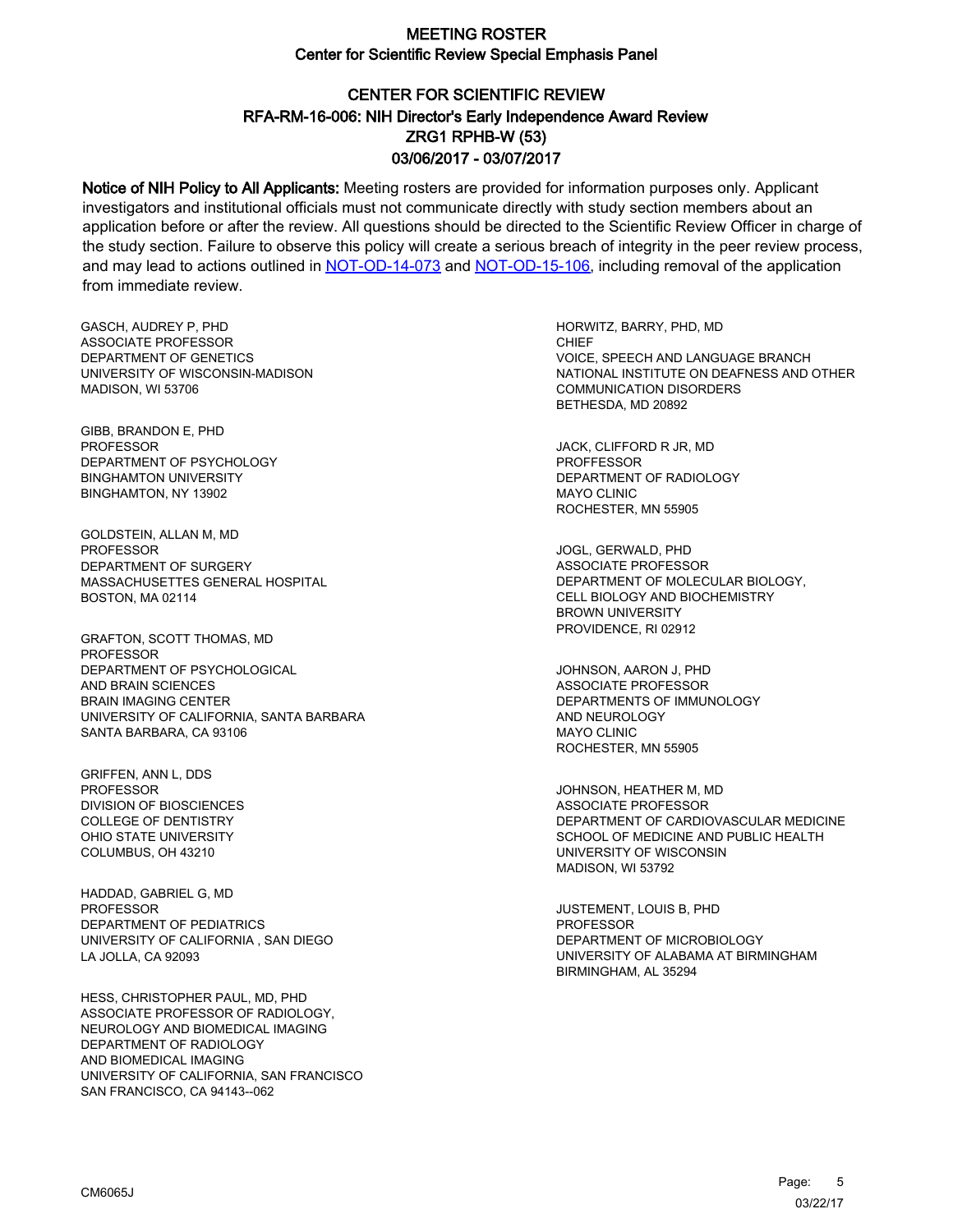# MEETING ROSTER
## Center for Scientific Review Special Emphasis Panel

## CENTER FOR SCIENTIFIC REVIEW
## RFA-RM-16-006: NIH Director's Early Independence Award Review
## ZRG1 RPHB-W (53)
## 03/06/2017 - 03/07/2017

**Notice of NIH Policy to All Applicants:** Meeting rosters are provided for information purposes only. Applicant investigators and institutional officials must not communicate directly with study section members about an application before or after the review. All questions should be directed to the Scientific Review Officer in charge of the study section. Failure to observe this policy will create a serious breach of integrity in the peer review process, and may lead to actions outlined in NOT-OD-14-073 and NOT-OD-15-106, including removal of the application from immediate review.

GASCH, AUDREY P, PHD
ASSOCIATE PROFESSOR
DEPARTMENT OF GENETICS
UNIVERSITY OF WISCONSIN-MADISON
MADISON, WI 53706

GIBB, BRANDON E, PHD
PROFESSOR
DEPARTMENT OF PSYCHOLOGY
BINGHAMTON UNIVERSITY
BINGHAMTON, NY 13902

GOLDSTEIN, ALLAN M, MD
PROFESSOR
DEPARTMENT OF SURGERY
MASSACHUSETTES GENERAL HOSPITAL
BOSTON, MA 02114

GRAFTON, SCOTT THOMAS, MD
PROFESSOR
DEPARTMENT OF PSYCHOLOGICAL
AND BRAIN SCIENCES
BRAIN IMAGING CENTER
UNIVERSITY OF CALIFORNIA, SANTA BARBARA
SANTA BARBARA, CA 93106

GRIFFEN, ANN L, DDS
PROFESSOR
DIVISION OF BIOSCIENCES
COLLEGE OF DENTISTRY
OHIO STATE UNIVERSITY
COLUMBUS, OH 43210

HADDAD, GABRIEL G, MD
PROFESSOR
DEPARTMENT OF PEDIATRICS
UNIVERSITY OF CALIFORNIA , SAN DIEGO
LA JOLLA, CA 92093

HESS, CHRISTOPHER PAUL, MD, PHD
ASSOCIATE PROFESSOR OF RADIOLOGY,
NEUROLOGY AND BIOMEDICAL IMAGING
DEPARTMENT OF RADIOLOGY
AND BIOMEDICAL IMAGING
UNIVERSITY OF CALIFORNIA, SAN FRANCISCO
SAN FRANCISCO, CA 94143--062

HORWITZ, BARRY, PHD, MD
CHIEF
VOICE, SPEECH AND LANGUAGE BRANCH
NATIONAL INSTITUTE ON DEAFNESS AND OTHER
COMMUNICATION DISORDERS
BETHESDA, MD 20892

JACK, CLIFFORD R JR, MD
PROFFESSOR
DEPARTMENT OF RADIOLOGY
MAYO CLINIC
ROCHESTER, MN 55905

JOGL, GERWALD, PHD
ASSOCIATE PROFESSOR
DEPARTMENT OF MOLECULAR BIOLOGY,
CELL BIOLOGY AND BIOCHEMISTRY
BROWN UNIVERSITY
PROVIDENCE, RI 02912

JOHNSON, AARON J, PHD
ASSOCIATE PROFESSOR
DEPARTMENTS OF IMMUNOLOGY
AND NEUROLOGY
MAYO CLINIC
ROCHESTER, MN 55905

JOHNSON, HEATHER M, MD
ASSOCIATE PROFESSOR
DEPARTMENT OF CARDIOVASCULAR MEDICINE
SCHOOL OF MEDICINE AND PUBLIC HEALTH
UNIVERSITY OF WISCONSIN
MADISON, WI 53792

JUSTEMENT, LOUIS B, PHD
PROFESSOR
DEPARTMENT OF MICROBIOLOGY
UNIVERSITY OF ALABAMA AT BIRMINGHAM
BIRMINGHAM, AL 35294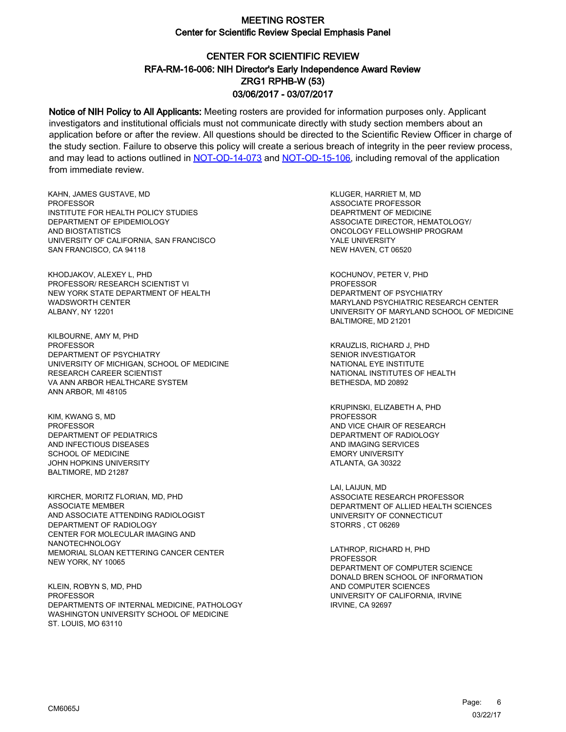# MEETING ROSTER

## Center for Scientific Review Special Emphasis Panel

### CENTER FOR SCIENTIFIC REVIEW
### RFA-RM-16-006: NIH Director's Early Independence Award Review
### ZRG1 RPHB-W (53)
### 03/06/2017 - 03/07/2017

**Notice of NIH Policy to All Applicants:** Meeting rosters are provided for information purposes only. Applicant investigators and institutional officials must not communicate directly with study section members about an application before or after the review. All questions should be directed to the Scientific Review Officer in charge of the study section. Failure to observe this policy will create a serious breach of integrity in the peer review process, and may lead to actions outlined in NOT-OD-14-073 and NOT-OD-15-106, including removal of the application from immediate review.

KAHN, JAMES GUSTAVE, MD
PROFESSOR
INSTITUTE FOR HEALTH POLICY STUDIES
DEPARTMENT OF EPIDEMIOLOGY
AND BIOSTATISTICS
UNIVERSITY OF CALIFORNIA, SAN FRANCISCO
SAN FRANCISCO, CA 94118

KHODJAKOV, ALEXEY L, PHD
PROFESSOR/ RESEARCH SCIENTIST VI
NEW YORK STATE DEPARTMENT OF HEALTH
WADSWORTH CENTER
ALBANY, NY 12201

KILBOURNE, AMY M, PHD
PROFESSOR
DEPARTMENT OF PSYCHIATRY
UNIVERSITY OF MICHIGAN, SCHOOL OF MEDICINE
RESEARCH CAREER SCIENTIST
VA ANN ARBOR HEALTHCARE SYSTEM
ANN ARBOR, MI 48105

KIM, KWANG S, MD
PROFESSOR
DEPARTMENT OF PEDIATRICS
AND INFECTIOUS DISEASES
SCHOOL OF MEDICINE
JOHN HOPKINS UNIVERSITY
BALTIMORE, MD 21287

KIRCHER, MORITZ FLORIAN, MD, PHD
ASSOCIATE MEMBER
AND ASSOCIATE ATTENDING RADIOLOGIST
DEPARTMENT OF RADIOLOGY
CENTER FOR MOLECULAR IMAGING AND
NANOTECHNOLOGY
MEMORIAL SLOAN KETTERING CANCER CENTER
NEW YORK, NY 10065

KLEIN, ROBYN S, MD, PHD
PROFESSOR
DEPARTMENTS OF INTERNAL MEDICINE, PATHOLOGY
WASHINGTON UNIVERSITY SCHOOL OF MEDICINE
ST. LOUIS, MO 63110

KLUGER, HARRIET M, MD
ASSOCIATE PROFESSOR
DEAPRTMENT OF MEDICINE
ASSOCIATE DIRECTOR, HEMATOLOGY/
ONCOLOGY FELLOWSHIP PROGRAM
YALE UNIVERSITY
NEW HAVEN, CT 06520

KOCHUNOV, PETER V, PHD
PROFESSOR
DEPARTMENT OF PSYCHIATRY
MARYLAND PSYCHIATRIC RESEARCH CENTER
UNIVERSITY OF MARYLAND SCHOOL OF MEDICINE
BALTIMORE, MD 21201

KRAUZLIS, RICHARD J, PHD
SENIOR INVESTIGATOR
NATIONAL EYE INSTITUTE
NATIONAL INSTITUTES OF HEALTH
BETHESDA, MD 20892

KRUPINSKI, ELIZABETH A, PHD
PROFESSOR
AND VICE CHAIR OF RESEARCH
DEPARTMENT OF RADIOLOGY
AND IMAGING SERVICES
EMORY UNIVERSITY
ATLANTA, GA 30322

LAI, LAIJUN, MD
ASSOCIATE RESEARCH PROFESSOR
DEPARTMENT OF ALLIED HEALTH SCIENCES
UNIVERSITY OF CONNECTICUT
STORRS , CT 06269

LATHROP, RICHARD H, PHD
PROFESSOR
DEPARTMENT OF COMPUTER SCIENCE
DONALD BREN SCHOOL OF INFORMATION
AND COMPUTER SCIENCES
UNIVERSITY OF CALIFORNIA, IRVINE
IRVINE, CA 92697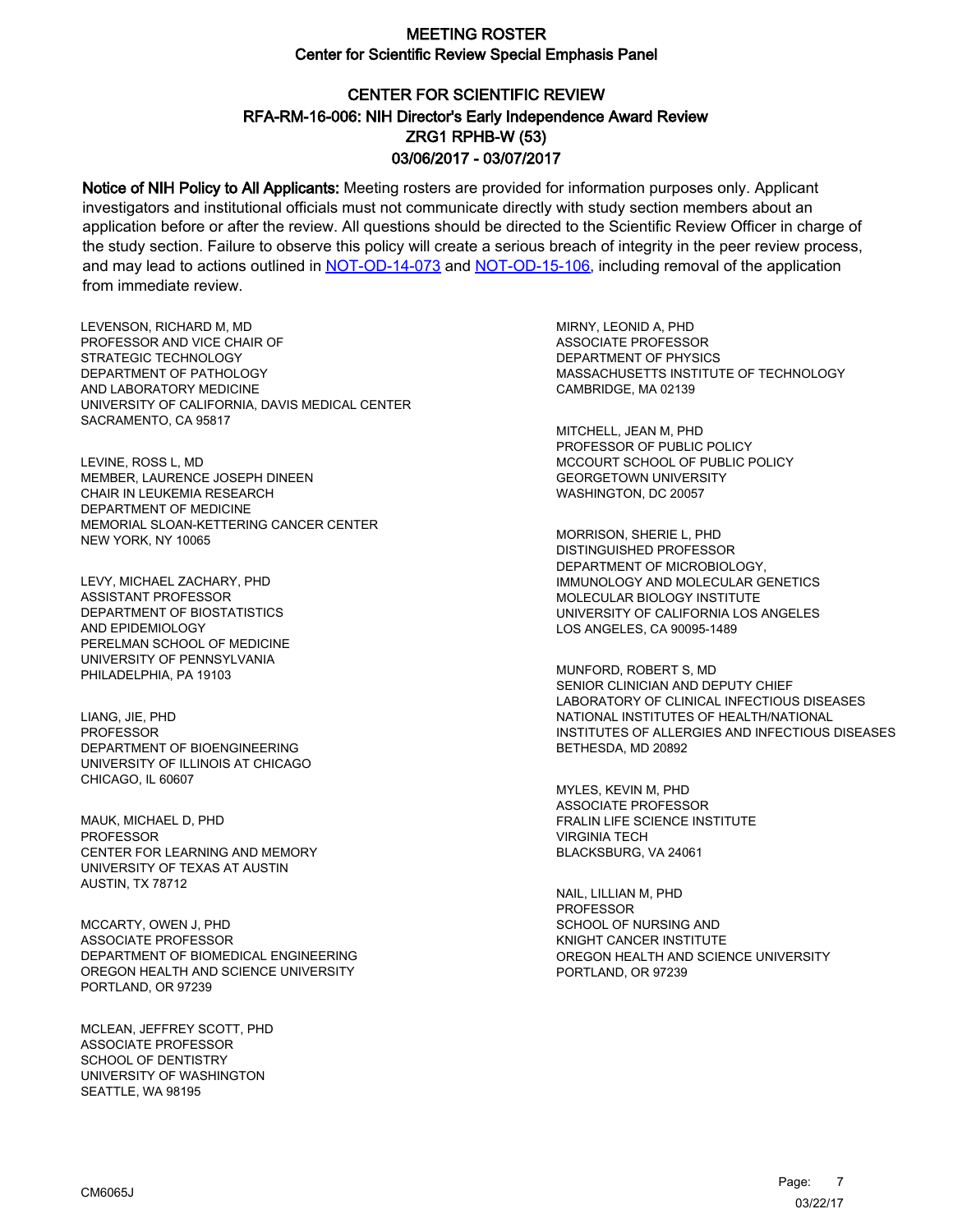# MEETING ROSTER

## Center for Scientific Review Special Emphasis Panel

### CENTER FOR SCIENTIFIC REVIEW
### RFA-RM-16-006: NIH Director's Early Independence Award Review
### ZRG1 RPHB-W (53)
### 03/06/2017 - 03/07/2017

**Notice of NIH Policy to All Applicants:** Meeting rosters are provided for information purposes only. Applicant investigators and institutional officials must not communicate directly with study section members about an application before or after the review. All questions should be directed to the Scientific Review Officer in charge of the study section. Failure to observe this policy will create a serious breach of integrity in the peer review process, and may lead to actions outlined in NOT-OD-14-073 and NOT-OD-15-106, including removal of the application from immediate review.

LEVENSON, RICHARD M, MD
PROFESSOR AND VICE CHAIR OF
STRATEGIC TECHNOLOGY
DEPARTMENT OF PATHOLOGY
AND LABORATORY MEDICINE
UNIVERSITY OF CALIFORNIA, DAVIS MEDICAL CENTER
SACRAMENTO, CA 95817

LEVINE, ROSS L, MD
MEMBER, LAURENCE JOSEPH DINEEN
CHAIR IN LEUKEMIA RESEARCH
DEPARTMENT OF MEDICINE
MEMORIAL SLOAN-KETTERING CANCER CENTER
NEW YORK, NY 10065

LEVY, MICHAEL ZACHARY, PHD
ASSISTANT PROFESSOR
DEPARTMENT OF BIOSTATISTICS
AND EPIDEMIOLOGY
PERELMAN SCHOOL OF MEDICINE
UNIVERSITY OF PENNSYLVANIA
PHILADELPHIA, PA 19103

LIANG, JIE, PHD
PROFESSOR
DEPARTMENT OF BIOENGINEERING
UNIVERSITY OF ILLINOIS AT CHICAGO
CHICAGO, IL 60607

MAUK, MICHAEL D, PHD
PROFESSOR
CENTER FOR LEARNING AND MEMORY
UNIVERSITY OF TEXAS AT AUSTIN
AUSTIN, TX 78712

MCCARTY, OWEN J, PHD
ASSOCIATE PROFESSOR
DEPARTMENT OF BIOMEDICAL ENGINEERING
OREGON HEALTH AND SCIENCE UNIVERSITY
PORTLAND, OR 97239

MCLEAN, JEFFREY SCOTT, PHD
ASSOCIATE PROFESSOR
SCHOOL OF DENTISTRY
UNIVERSITY OF WASHINGTON
SEATTLE, WA 98195

MIRNY, LEONID A, PHD
ASSOCIATE PROFESSOR
DEPARTMENT OF PHYSICS
MASSACHUSETTS INSTITUTE OF TECHNOLOGY
CAMBRIDGE, MA 02139

MITCHELL, JEAN M, PHD
PROFESSOR OF PUBLIC POLICY
MCCOURT SCHOOL OF PUBLIC POLICY
GEORGETOWN UNIVERSITY
WASHINGTON, DC 20057

MORRISON, SHERIE L, PHD
DISTINGUISHED PROFESSOR
DEPARTMENT OF MICROBIOLOGY,
IMMUNOLOGY AND MOLECULAR GENETICS
MOLECULAR BIOLOGY INSTITUTE
UNIVERSITY OF CALIFORNIA LOS ANGELES
LOS ANGELES, CA 90095-1489

MUNFORD, ROBERT S, MD
SENIOR CLINICIAN AND DEPUTY CHIEF
LABORATORY OF CLINICAL INFECTIOUS DISEASES
NATIONAL INSTITUTES OF HEALTH/NATIONAL
INSTITUTES OF ALLERGIES AND INFECTIOUS DISEASES
BETHESDA, MD 20892

MYLES, KEVIN M, PHD
ASSOCIATE PROFESSOR
FRALIN LIFE SCIENCE INSTITUTE
VIRGINIA TECH
BLACKSBURG, VA 24061

NAIL, LILLIAN M, PHD
PROFESSOR
SCHOOL OF NURSING AND
KNIGHT CANCER INSTITUTE
OREGON HEALTH AND SCIENCE UNIVERSITY
PORTLAND, OR 97239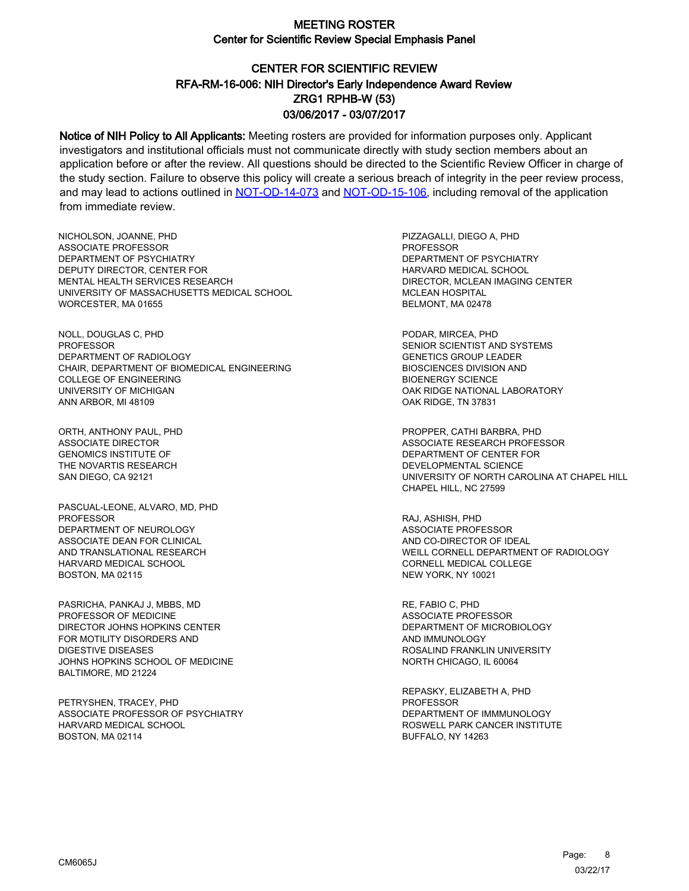# MEETING ROSTER

## Center for Scientific Review Special Emphasis Panel

### CENTER FOR SCIENTIFIC REVIEW
### RFA-RM-16-006: NIH Director's Early Independence Award Review
### ZRG1 RPHB-W (53)
### 03/06/2017 - 03/07/2017

**Notice of NIH Policy to All Applicants:** Meeting rosters are provided for information purposes only. Applicant investigators and institutional officials must not communicate directly with study section members about an application before or after the review. All questions should be directed to the Scientific Review Officer in charge of the study section. Failure to observe this policy will create a serious breach of integrity in the peer review process, and may lead to actions outlined in NOT-OD-14-073 and NOT-OD-15-106, including removal of the application from immediate review.

NICHOLSON, JOANNE, PHD
ASSOCIATE PROFESSOR
DEPARTMENT OF PSYCHIATRY
DEPUTY DIRECTOR, CENTER FOR
MENTAL HEALTH SERVICES RESEARCH
UNIVERSITY OF MASSACHUSETTS MEDICAL SCHOOL
WORCESTER, MA 01655

NOLL, DOUGLAS C, PHD
PROFESSOR
DEPARTMENT OF RADIOLOGY
CHAIR, DEPARTMENT OF BIOMEDICAL ENGINEERING
COLLEGE OF ENGINEERING
UNIVERSITY OF MICHIGAN
ANN ARBOR, MI 48109

ORTH, ANTHONY PAUL, PHD
ASSOCIATE DIRECTOR
GENOMICS INSTITUTE OF
THE NOVARTIS RESEARCH
SAN DIEGO, CA 92121

PASCUAL-LEONE, ALVARO, MD, PHD
PROFESSOR
DEPARTMENT OF NEUROLOGY
ASSOCIATE DEAN FOR CLINICAL
AND TRANSLATIONAL RESEARCH
HARVARD MEDICAL SCHOOL
BOSTON, MA 02115

PASRICHA, PANKAJ J, MBBS, MD
PROFESSOR OF MEDICINE
DIRECTOR JOHNS HOPKINS CENTER
FOR MOTILITY DISORDERS AND
DIGESTIVE DISEASES
JOHNS HOPKINS SCHOOL OF MEDICINE
BALTIMORE, MD 21224

PETRYSHEN, TRACEY, PHD
ASSOCIATE PROFESSOR OF PSYCHIATRY
HARVARD MEDICAL SCHOOL
BOSTON, MA 02114

PIZZAGALLI, DIEGO A, PHD
PROFESSOR
DEPARTMENT OF PSYCHIATRY
HARVARD MEDICAL SCHOOL
DIRECTOR, MCLEAN IMAGING CENTER
MCLEAN HOSPITAL
BELMONT, MA 02478

PODAR, MIRCEA, PHD
SENIOR SCIENTIST AND SYSTEMS
GENETICS GROUP LEADER
BIOSCIENCES DIVISION AND
BIOENERGY SCIENCE
OAK RIDGE NATIONAL LABORATORY
OAK RIDGE, TN 37831

PROPPER, CATHI BARBRA, PHD
ASSOCIATE RESEARCH PROFESSOR
DEPARTMENT OF CENTER FOR
DEVELOPMENTAL SCIENCE
UNIVERSITY OF NORTH CAROLINA AT CHAPEL HILL
CHAPEL HILL, NC 27599

RAJ, ASHISH, PHD
ASSOCIATE PROFESSOR
AND CO-DIRECTOR OF IDEAL
WEILL CORNELL DEPARTMENT OF RADIOLOGY
CORNELL MEDICAL COLLEGE
NEW YORK, NY 10021

RE, FABIO C, PHD
ASSOCIATE PROFESSOR
DEPARTMENT OF MICROBIOLOGY
AND IMMUNOLOGY
ROSALIND FRANKLIN UNIVERSITY
NORTH CHICAGO, IL 60064

REPASKY, ELIZABETH A, PHD
PROFESSOR
DEPARTMENT OF IMMMUNOLOGY
ROSWELL PARK CANCER INSTITUTE
BUFFALO, NY 14263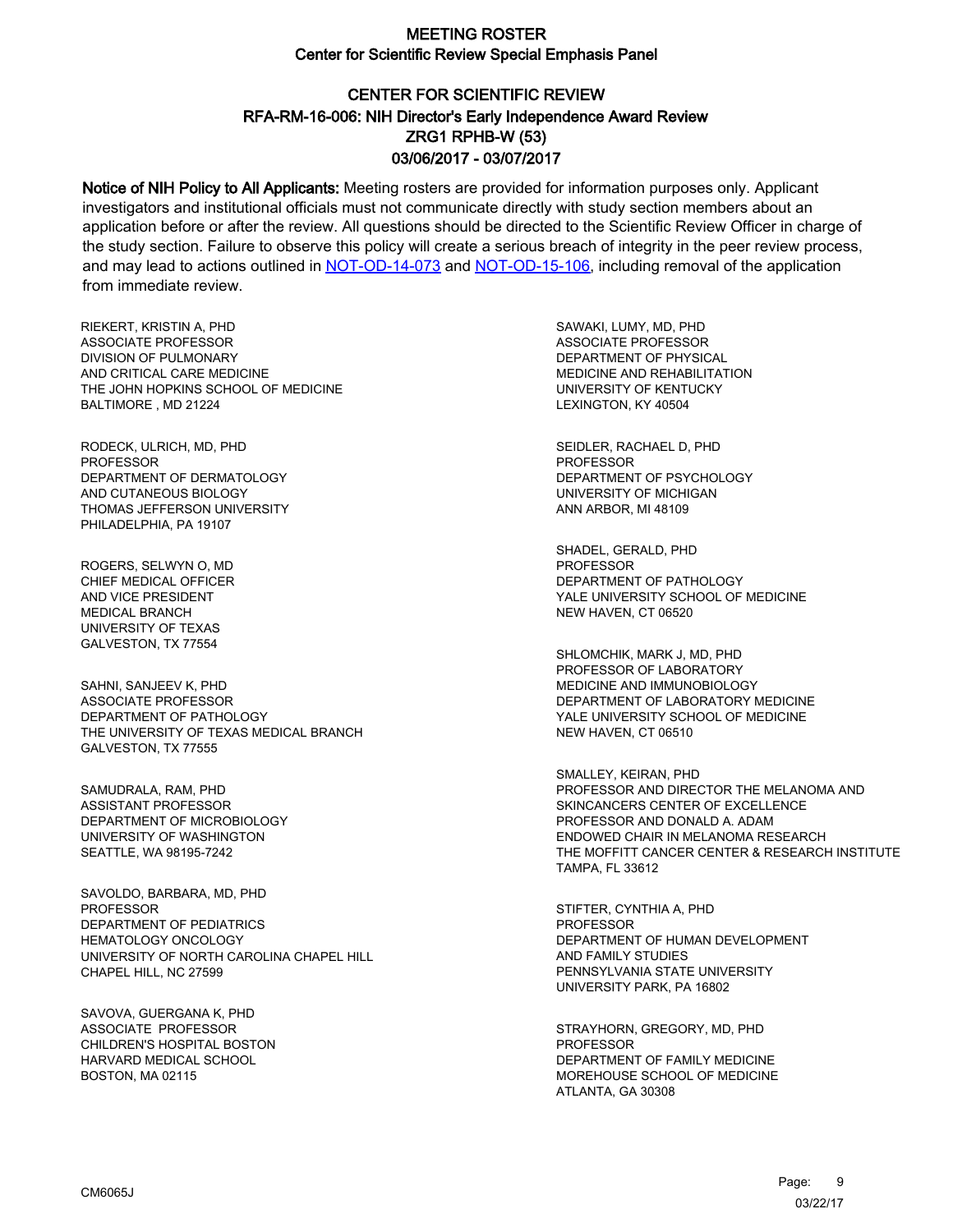# MEETING ROSTER

## Center for Scientific Review Special Emphasis Panel

## CENTER FOR SCIENTIFIC REVIEW
## RFA-RM-16-006: NIH Director's Early Independence Award Review
## ZRG1 RPHB-W (53)
## 03/06/2017 - 03/07/2017

**Notice of NIH Policy to All Applicants:** Meeting rosters are provided for information purposes only. Applicant investigators and institutional officials must not communicate directly with study section members about an application before or after the review. All questions should be directed to the Scientific Review Officer in charge of the study section. Failure to observe this policy will create a serious breach of integrity in the peer review process, and may lead to actions outlined in NOT-OD-14-073 and NOT-OD-15-106, including removal of the application from immediate review.

RIEKERT, KRISTIN A, PHD
ASSOCIATE PROFESSOR
DIVISION OF PULMONARY
AND CRITICAL CARE MEDICINE
THE JOHN HOPKINS SCHOOL OF MEDICINE
BALTIMORE , MD 21224

RODECK, ULRICH, MD, PHD
PROFESSOR
DEPARTMENT OF DERMATOLOGY
AND CUTANEOUS BIOLOGY
THOMAS JEFFERSON UNIVERSITY
PHILADELPHIA, PA 19107

ROGERS, SELWYN O, MD
CHIEF MEDICAL OFFICER
AND VICE PRESIDENT
MEDICAL BRANCH
UNIVERSITY OF TEXAS
GALVESTON, TX 77554

SAHNI, SANJEEV K, PHD
ASSOCIATE PROFESSOR
DEPARTMENT OF PATHOLOGY
THE UNIVERSITY OF TEXAS MEDICAL BRANCH
GALVESTON, TX 77555

SAMUDRALA, RAM, PHD
ASSISTANT PROFESSOR
DEPARTMENT OF MICROBIOLOGY
UNIVERSITY OF WASHINGTON
SEATTLE, WA 98195-7242

SAVOLDO, BARBARA, MD, PHD
PROFESSOR
DEPARTMENT OF PEDIATRICS
HEMATOLOGY ONCOLOGY
UNIVERSITY OF NORTH CAROLINA CHAPEL HILL
CHAPEL HILL, NC 27599

SAVOVA, GUERGANA K, PHD
ASSOCIATE PROFESSOR
CHILDREN'S HOSPITAL BOSTON
HARVARD MEDICAL SCHOOL
BOSTON, MA 02115

SAWAKI, LUMY, MD, PHD
ASSOCIATE PROFESSOR
DEPARTMENT OF PHYSICAL
MEDICINE AND REHABILITATION
UNIVERSITY OF KENTUCKY
LEXINGTON, KY 40504

SEIDLER, RACHAEL D, PHD
PROFESSOR
DEPARTMENT OF PSYCHOLOGY
UNIVERSITY OF MICHIGAN
ANN ARBOR, MI 48109

SHADEL, GERALD, PHD
PROFESSOR
DEPARTMENT OF PATHOLOGY
YALE UNIVERSITY SCHOOL OF MEDICINE
NEW HAVEN, CT 06520

SHLOMCHIK, MARK J, MD, PHD
PROFESSOR OF LABORATORY
MEDICINE AND IMMUNOBIOLOGY
DEPARTMENT OF LABORATORY MEDICINE
YALE UNIVERSITY SCHOOL OF MEDICINE
NEW HAVEN, CT 06510

SMALLEY, KEIRAN, PHD
PROFESSOR AND DIRECTOR THE MELANOMA AND
SKINCANCERS CENTER OF EXCELLENCE
PROFESSOR AND DONALD A. ADAM
ENDOWED CHAIR IN MELANOMA RESEARCH
THE MOFFITT CANCER CENTER & RESEARCH INSTITUTE
TAMPA, FL 33612

STIFTER, CYNTHIA A, PHD
PROFESSOR
DEPARTMENT OF HUMAN DEVELOPMENT
AND FAMILY STUDIES
PENNSYLVANIA STATE UNIVERSITY
UNIVERSITY PARK, PA 16802

STRAYHORN, GREGORY, MD, PHD
PROFESSOR
DEPARTMENT OF FAMILY MEDICINE
MOREHOUSE SCHOOL OF MEDICINE
ATLANTA, GA 30308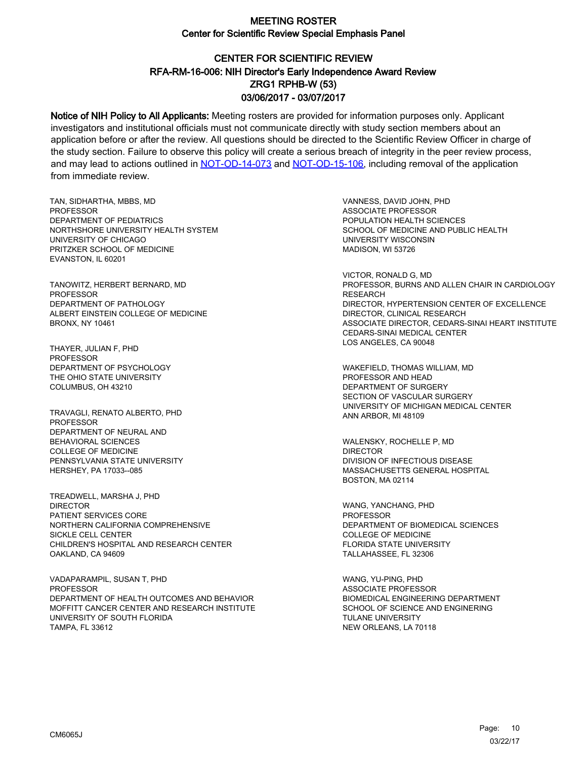# MEETING ROSTER

## Center for Scientific Review Special Emphasis Panel

## CENTER FOR SCIENTIFIC REVIEW
## RFA-RM-16-006: NIH Director's Early Independence Award Review
## ZRG1 RPHB-W (53)
## 03/06/2017 - 03/07/2017

**Notice of NIH Policy to All Applicants:** Meeting rosters are provided for information purposes only. Applicant investigators and institutional officials must not communicate directly with study section members about an application before or after the review. All questions should be directed to the Scientific Review Officer in charge of the study section. Failure to observe this policy will create a serious breach of integrity in the peer review process, and may lead to actions outlined in NOT-OD-14-073 and NOT-OD-15-106, including removal of the application from immediate review.

TAN, SIDHARTHA, MBBS, MD
PROFESSOR
DEPARTMENT OF PEDIATRICS
NORTHSHORE UNIVERSITY HEALTH SYSTEM
UNIVERSITY OF CHICAGO
PRITZKER SCHOOL OF MEDICINE
EVANSTON, IL 60201

TANOWITZ, HERBERT BERNARD, MD
PROFESSOR
DEPARTMENT OF PATHOLOGY
ALBERT EINSTEIN COLLEGE OF MEDICINE
BRONX, NY 10461

THAYER, JULIAN F, PHD
PROFESSOR
DEPARTMENT OF PSYCHOLOGY
THE OHIO STATE UNIVERSITY
COLUMBUS, OH 43210

TRAVAGLI, RENATO ALBERTO, PHD
PROFESSOR
DEPARTMENT OF NEURAL AND
BEHAVIORAL SCIENCES
COLLEGE OF MEDICINE
PENNSYLVANIA STATE UNIVERSITY
HERSHEY, PA 17033--085

TREADWELL, MARSHA J, PHD
DIRECTOR
PATIENT SERVICES CORE
NORTHERN CALIFORNIA COMPREHENSIVE
SICKLE CELL CENTER
CHILDREN'S HOSPITAL AND RESEARCH CENTER
OAKLAND, CA 94609

VADAPARAMPIL, SUSAN T, PHD
PROFESSOR
DEPARTMENT OF HEALTH OUTCOMES AND BEHAVIOR
MOFFITT CANCER CENTER AND RESEARCH INSTITUTE
UNIVERSITY OF SOUTH FLORIDA
TAMPA, FL 33612

VANNESS, DAVID JOHN, PHD
ASSOCIATE PROFESSOR
POPULATION HEALTH SCIENCES
SCHOOL OF MEDICINE AND PUBLIC HEALTH
UNIVERSITY WISCONSIN
MADISON, WI 53726

VICTOR, RONALD G, MD
PROFESSOR, BURNS AND ALLEN CHAIR IN CARDIOLOGY RESEARCH
DIRECTOR, HYPERTENSION CENTER OF EXCELLENCE
DIRECTOR, CLINICAL RESEARCH
ASSOCIATE DIRECTOR, CEDARS-SINAI HEART INSTITUTE
CEDARS-SINAI MEDICAL CENTER
LOS ANGELES, CA 90048

WAKEFIELD, THOMAS WILLIAM, MD
PROFESSOR AND HEAD
DEPARTMENT OF SURGERY
SECTION OF VASCULAR SURGERY
UNIVERSITY OF MICHIGAN MEDICAL CENTER
ANN ARBOR, MI 48109

WALENSKY, ROCHELLE P, MD
DIRECTOR
DIVISION OF INFECTIOUS DISEASE
MASSACHUSETTS GENERAL HOSPITAL
BOSTON, MA 02114

WANG, YANCHANG, PHD
PROFESSOR
DEPARTMENT OF BIOMEDICAL SCIENCES
COLLEGE OF MEDICINE
FLORIDA STATE UNIVERSITY
TALLAHASSEE, FL 32306

WANG, YU-PING, PHD
ASSOCIATE PROFESSOR
BIOMEDICAL ENGINEERING DEPARTMENT
SCHOOL OF SCIENCE AND ENGINERING
TULANE UNIVERSITY
NEW ORLEANS, LA 70118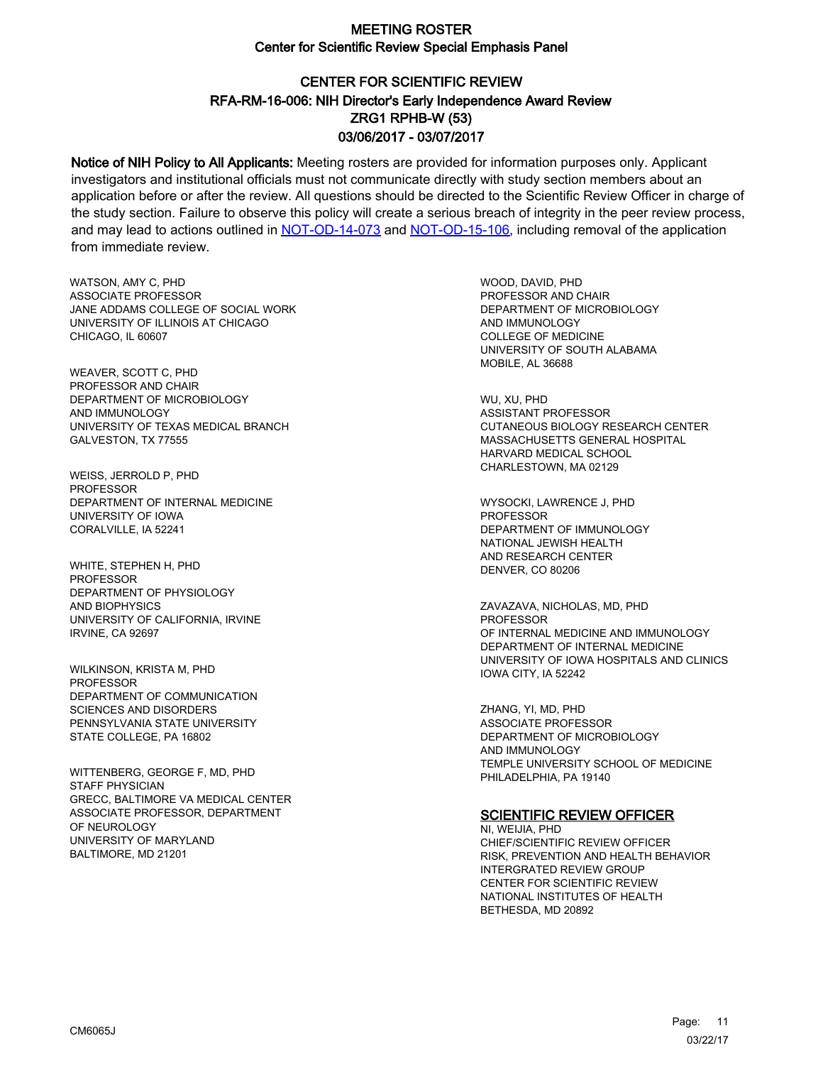# MEETING ROSTER

## Center for Scientific Review Special Emphasis Panel

## CENTER FOR SCIENTIFIC REVIEW
## RFA-RM-16-006: NIH Director's Early Independence Award Review
## ZRG1 RPHB-W (53)
## 03/06/2017 - 03/07/2017

**Notice of NIH Policy to All Applicants:** Meeting rosters are provided for information purposes only. Applicant investigators and institutional officials must not communicate directly with study section members about an application before or after the review. All questions should be directed to the Scientific Review Officer in charge of the study section. Failure to observe this policy will create a serious breach of integrity in the peer review process, and may lead to actions outlined in NOT-OD-14-073 and NOT-OD-15-106, including removal of the application from immediate review.

WATSON, AMY C, PHD
ASSOCIATE PROFESSOR
JANE ADDAMS COLLEGE OF SOCIAL WORK
UNIVERSITY OF ILLINOIS AT CHICAGO
CHICAGO, IL 60607

WEAVER, SCOTT C, PHD
PROFESSOR AND CHAIR
DEPARTMENT OF MICROBIOLOGY
AND IMMUNOLOGY
UNIVERSITY OF TEXAS MEDICAL BRANCH
GALVESTON, TX 77555

WEISS, JERROLD P, PHD
PROFESSOR
DEPARTMENT OF INTERNAL MEDICINE
UNIVERSITY OF IOWA
CORALVILLE, IA 52241

WHITE, STEPHEN H, PHD
PROFESSOR
DEPARTMENT OF PHYSIOLOGY
AND BIOPHYSICS
UNIVERSITY OF CALIFORNIA, IRVINE
IRVINE, CA 92697

WILKINSON, KRISTA M, PHD
PROFESSOR
DEPARTMENT OF COMMUNICATION
SCIENCES AND DISORDERS
PENNSYLVANIA STATE UNIVERSITY
STATE COLLEGE, PA 16802

WITTENBERG, GEORGE F, MD, PHD
STAFF PHYSICIAN
GRECC, BALTIMORE VA MEDICAL CENTER
ASSOCIATE PROFESSOR, DEPARTMENT
OF NEUROLOGY
UNIVERSITY OF MARYLAND
BALTIMORE, MD 21201

WOOD, DAVID, PHD
PROFESSOR AND CHAIR
DEPARTMENT OF MICROBIOLOGY
AND IMMUNOLOGY
COLLEGE OF MEDICINE
UNIVERSITY OF SOUTH ALABAMA
MOBILE, AL 36688

WU, XU, PHD
ASSISTANT PROFESSOR
CUTANEOUS BIOLOGY RESEARCH CENTER
MASSACHUSETTS GENERAL HOSPITAL
HARVARD MEDICAL SCHOOL
CHARLESTOWN, MA 02129

WYSOCKI, LAWRENCE J, PHD
PROFESSOR
DEPARTMENT OF IMMUNOLOGY
NATIONAL JEWISH HEALTH
AND RESEARCH CENTER
DENVER, CO 80206

ZAVAZAVA, NICHOLAS, MD, PHD
PROFESSOR
OF INTERNAL MEDICINE AND IMMUNOLOGY
DEPARTMENT OF INTERNAL MEDICINE
UNIVERSITY OF IOWA HOSPITALS AND CLINICS
IOWA CITY, IA 52242

ZHANG, YI, MD, PHD
ASSOCIATE PROFESSOR
DEPARTMENT OF MICROBIOLOGY
AND IMMUNOLOGY
TEMPLE UNIVERSITY SCHOOL OF MEDICINE
PHILADELPHIA, PA 19140

### SCIENTIFIC REVIEW OFFICER

NI, WEIJIA, PHD
CHIEF/SCIENTIFIC REVIEW OFFICER
RISK, PREVENTION AND HEALTH BEHAVIOR
INTERGRATED REVIEW GROUP
CENTER FOR SCIENTIFIC REVIEW
NATIONAL INSTITUTES OF HEALTH
BETHESDA, MD 20892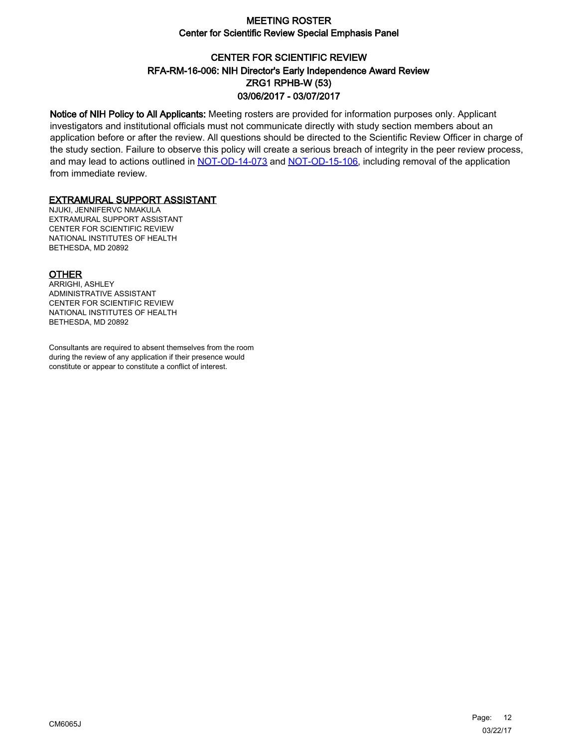# MEETING ROSTER

## Center for Scientific Review Special Emphasis Panel

### CENTER FOR SCIENTIFIC REVIEW
### RFA-RM-16-006: NIH Director's Early Independence Award Review
### ZRG1 RPHB-W (53)
### 03/06/2017 - 03/07/2017

**Notice of NIH Policy to All Applicants:** Meeting rosters are provided for information purposes only. Applicant investigators and institutional officials must not communicate directly with study section members about an application before or after the review. All questions should be directed to the Scientific Review Officer in charge of the study section. Failure to observe this policy will create a serious breach of integrity in the peer review process, and may lead to actions outlined in NOT-OD-14-073 and NOT-OD-15-106, including removal of the application from immediate review.

**EXTRAMURAL SUPPORT ASSISTANT**

NJUKI, JENNIFERVC NMAKULA
EXTRAMURAL SUPPORT ASSISTANT
CENTER FOR SCIENTIFIC REVIEW
NATIONAL INSTITUTES OF HEALTH
BETHESDA, MD 20892

**OTHER**

ARRIGHI, ASHLEY
ADMINISTRATIVE ASSISTANT
CENTER FOR SCIENTIFIC REVIEW
NATIONAL INSTITUTES OF HEALTH
BETHESDA, MD 20892

Consultants are required to absent themselves from the room during the review of any application if their presence would constitute or appear to constitute a conflict of interest.